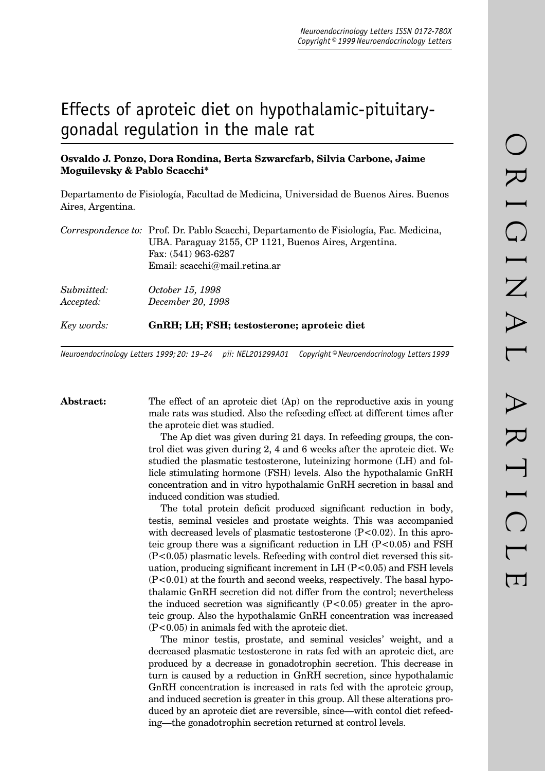# Effects of aproteic diet on hypothalamic-pituitary-gonadal regulation in the male rat

**Osvaldo J. Ponzo, Dora Rondina, Berta Szwarcfarb, Silvia Carbone, Jaime Moguilevsky & Pablo Scacchi***

Departamento de Fisiología, Facultad de Medicina, Universidad de Buenos Aires. Buenos Aires, Argentina.

*Correspondence to:* Prof. Dr. Pablo Scacchi, Departamento de Fisiología, Fac. Medicina, UBA. Paraguay 2155, CP 1121, Buenos Aires, Argentina.
Fax: (541) 963-6287
Email: scacchi@mail.retina.ar

*Submitted:* *October 15, 1998*
*Accepted:* *December 20, 1998*

*Key words:* **GnRH; LH; FSH; testosterone; aproteic diet**

**Abstract:** The effect of an aproteic diet (Ap) on the reproductive axis in young male rats was studied. Also the refeeding effect at different times after the aproteic diet was studied.

The Ap diet was given during 21 days. In refeeding groups, the control diet was given during 2, 4 and 6 weeks after the aproteic diet. We studied the plasmatic testosterone, luteinizing hormone (LH) and follicle stimulating hormone (FSH) levels. Also the hypothalamic GnRH concentration and in vitro hypothalamic GnRH secretion in basal and induced condition was studied.

The total protein deficit produced significant reduction in body, testis, seminal vesicles and prostate weights. This was accompanied with decreased levels of plasmatic testosterone ($P<0.02$). In this aproteic group there was a significant reduction in LH ($P<0.05$) and FSH ($P<0.05$) plasmatic levels. Refeeding with control diet reversed this situation, producing significant increment in LH ($P<0.05$) and FSH levels ($P<0.01$) at the fourth and second weeks, respectively. The basal hypothalamic GnRH secretion did not differ from the control; nevertheless the induced secretion was significantly ($P<0.05$) greater in the aproteic group. Also the hypothalamic GnRH concentration was increased ($P<0.05$) in animals fed with the aproteic diet.

The minor testis, prostate, and seminal vesicles' weight, and a decreased plasmatic testosterone in rats fed with an aproteic diet, are produced by a decrease in gonadotrophin secretion. This decrease in turn is caused by a reduction in GnRH secretion, since hypothalamic GnRH concentration is increased in rats fed with the aproteic group, and induced secretion is greater in this group. All these alterations produced by an aproteic diet are reversible, since—with contol diet refeeding—the gonadotrophin secretion returned at control levels.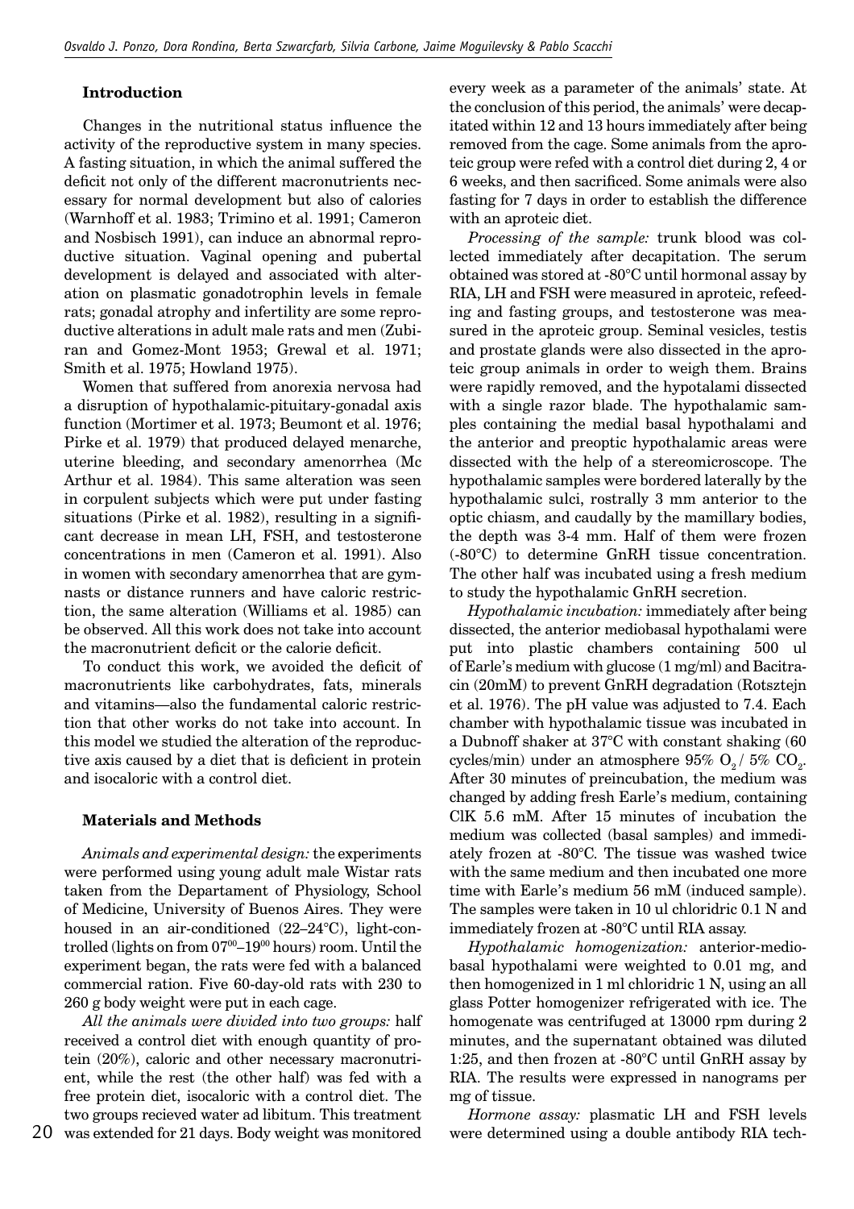## Introduction

Changes in the nutritional status influence the activity of the reproductive system in many species. A fasting situation, in which the animal suffered the deficit not only of the different macronutrients necessary for normal development but also of calories (Warnhoff et al. 1983; Trimino et al. 1991; Cameron and Nosbisch 1991), can induce an abnormal reproductive situation. Vaginal opening and pubertal development is delayed and associated with alteration on plasmatic gonadotrophin levels in female rats; gonadal atrophy and infertility are some reproductive alterations in adult male rats and men (Zubiran and Gomez-Mont 1953; Grewal et al. 1971; Smith et al. 1975; Howland 1975).

Women that suffered from anorexia nervosa had a disruption of hypothalamic-pituitary-gonadal axis function (Mortimer et al. 1973; Beumont et al. 1976; Pirke et al. 1979) that produced delayed menarche, uterine bleeding, and secondary amenorrhea (Mc Arthur et al. 1984). This same alteration was seen in corpulent subjects which were put under fasting situations (Pirke et al. 1982), resulting in a significant decrease in mean LH, FSH, and testosterone concentrations in men (Cameron et al. 1991). Also in women with secondary amenorrhea that are gymnasts or distance runners and have caloric restriction, the same alteration (Williams et al. 1985) can be observed. All this work does not take into account the macronutrient deficit or the calorie deficit.

To conduct this work, we avoided the deficit of macronutrients like carbohydrates, fats, minerals and vitamins—also the fundamental caloric restriction that other works do not take into account. In this model we studied the alteration of the reproductive axis caused by a diet that is deficient in protein and isocaloric with a control diet.

## Materials and Methods

*Animals and experimental design:* the experiments were performed using young adult male Wistar rats taken from the Departament of Physiology, School of Medicine, University of Buenos Aires. They were housed in an air-conditioned (22–24°C), light-controlled (lights on from $07^{00}$–$19^{00}$ hours) room. Until the experiment began, the rats were fed with a balanced commercial ration. Five 60-day-old rats with 230 to 260 g body weight were put in each cage.

*All the animals were divided into two groups:* half received a control diet with enough quantity of protein (20%), caloric and other necessary macronutrient, while the rest (the other half) was fed with a free protein diet, isocaloric with a control diet. The two groups recieved water ad libitum. This treatment was extended for 21 days. Body weight was monitored every week as a parameter of the animals' state. At the conclusion of this period, the animals' were decapitated within 12 and 13 hours immediately after being removed from the cage. Some animals from the aproteic group were refed with a control diet during 2, 4 or 6 weeks, and then sacrificed. Some animals were also fasting for 7 days in order to establish the difference with an aproteic diet.

*Processing of the sample:* trunk blood was collected immediately after decapitation. The serum obtained was stored at -80°C until hormonal assay by RIA, LH and FSH were measured in aproteic, refeeding and fasting groups, and testosterone was measured in the aproteic group. Seminal vesicles, testis and prostate glands were also dissected in the aproteic group animals in order to weigh them. Brains were rapidly removed, and the hypotalami dissected with a single razor blade. The hypothalamic samples containing the medial basal hypothalami and the anterior and preoptic hypothalamic areas were dissected with the help of a stereomicroscope. The hypothalamic samples were bordered laterally by the hypothalamic sulci, rostrally 3 mm anterior to the optic chiasm, and caudally by the mamillary bodies, the depth was 3-4 mm. Half of them were frozen (-80°C) to determine GnRH tissue concentration. The other half was incubated using a fresh medium to study the hypothalamic GnRH secretion.

*Hypothalamic incubation:* immediately after being dissected, the anterior mediobasal hypothalami were put into plastic chambers containing 500 ul of Earle's medium with glucose (1 mg/ml) and Bacitracin (20mM) to prevent GnRH degradation (Rotsztejn et al. 1976). The pH value was adjusted to 7.4. Each chamber with hypothalamic tissue was incubated in a Dubnoff shaker at 37°C with constant shaking (60 cycles/min) under an atmosphere 95% $O_2$ / 5% $CO_2$. After 30 minutes of preincubation, the medium was changed by adding fresh Earle's medium, containing ClK 5.6 mM. After 15 minutes of incubation the medium was collected (basal samples) and immediately frozen at -80°C. The tissue was washed twice with the same medium and then incubated one more time with Earle's medium 56 mM (induced sample). The samples were taken in 10 ul chloridric 0.1 N and immediately frozen at -80°C until RIA assay.

*Hypothalamic homogenization:* anterior-mediobasal hypothalami were weighted to 0.01 mg, and then homogenized in 1 ml chloridric 1 N, using an all glass Potter homogenizer refrigerated with ice. The homogenate was centrifuged at 13000 rpm during 2 minutes, and the supernatant obtained was diluted 1:25, and then frozen at -80°C until GnRH assay by RIA. The results were expressed in nanograms per mg of tissue.

*Hormone assay:* plasmatic LH and FSH levels were determined using a double antibody RIA tech-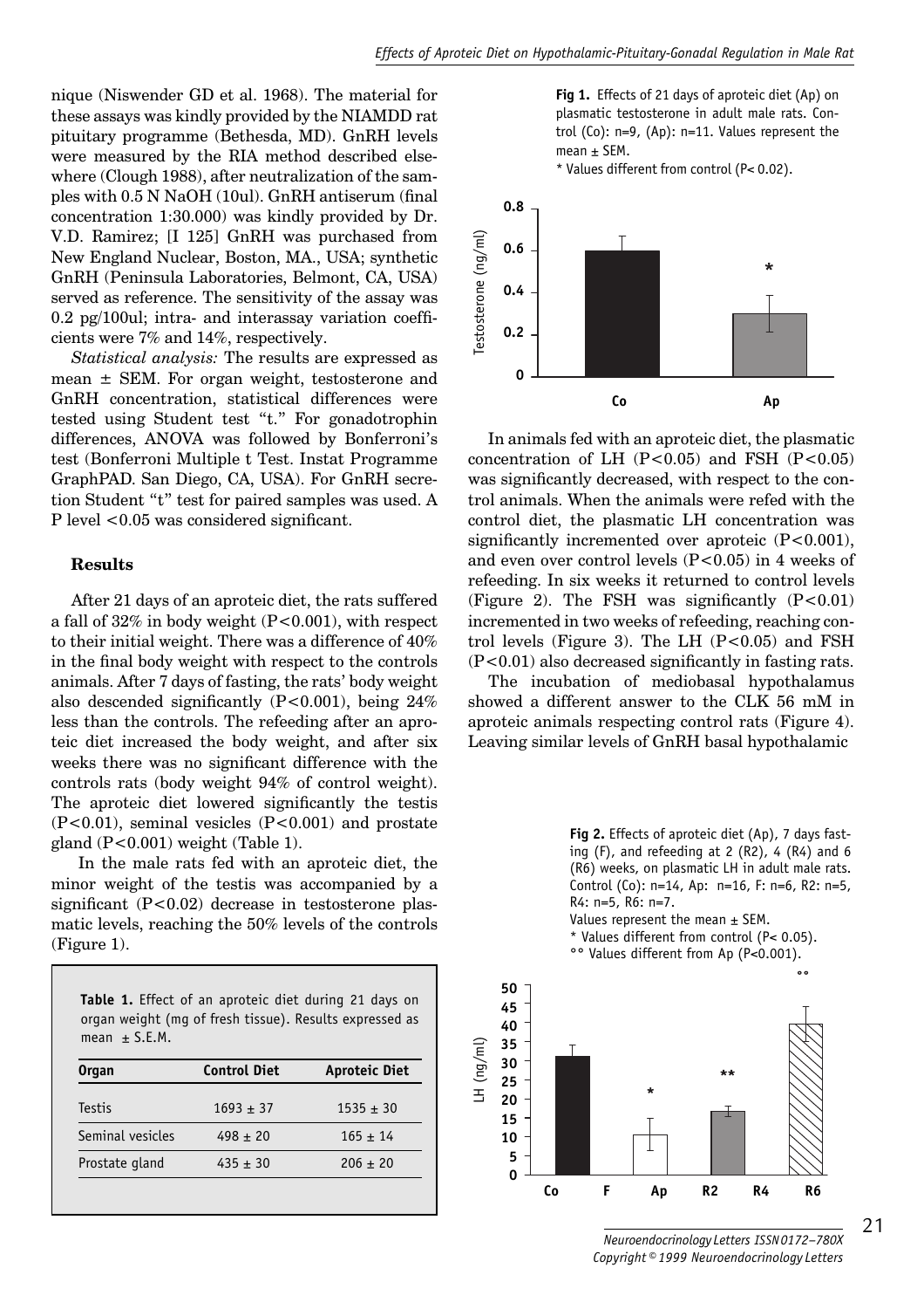nique (Niswender GD et al. 1968). The material for these assays was kindly provided by the NIAMDD rat pituitary programme (Bethesda, MD). GnRH levels were measured by the RIA method described elsewhere (Clough 1988), after neutralization of the samples with 0.5 N NaOH (10ul). GnRH antiserum (final concentration 1:30.000) was kindly provided by Dr. V.D. Ramirez; [I 125] GnRH was purchased from New England Nuclear, Boston, MA., USA; synthetic GnRH (Peninsula Laboratories, Belmont, CA, USA) served as reference. The sensitivity of the assay was 0.2 pg/100ul; intra- and interassay variation coefficients were 7% and 14%, respectively.

*Statistical analysis:* The results are expressed as mean ± SEM. For organ weight, testosterone and GnRH concentration, statistical differences were tested using Student test "t." For gonadotrophin differences, ANOVA was followed by Bonferroni's test (Bonferroni Multiple t Test. Instat Programme GraphPAD. San Diego, CA, USA). For GnRH secretion Student "t" test for paired samples was used. A P level <0.05 was considered significant.

## Results

After 21 days of an aproteic diet, the rats suffered a fall of 32% in body weight ($P<0.001$), with respect to their initial weight. There was a difference of 40% in the final body weight with respect to the controls animals. After 7 days of fasting, the rats' body weight also descended significantly ($P<0.001$), being 24% less than the controls. The refeeding after an aproteic diet increased the body weight, and after six weeks there was no significant difference with the controls rats (body weight 94% of control weight). The aproteic diet lowered significantly the testis ($P<0.01$), seminal vesicles ($P<0.001$) and prostate gland ($P<0.001$) weight (Table 1).

In the male rats fed with an aproteic diet, the minor weight of the testis was accompanied by a significant ($P<0.02$) decrease in testosterone plasmatic levels, reaching the 50% levels of the controls (Figure 1).

**Table 1.** Effect of an aproteic diet during 21 days on organ weight (mg of fresh tissue). Results expressed as mean ± S.E.M.

| Organ | Control Diet | Aproteic Diet |
|---|---|---|
| Testis | 1693 ± 37 | 1535 ± 30 |
| Seminal vesicles | 498 ± 20 | 165 ± 14 |
| Prostate gland | 435 ± 30 | 206 ± 20 |

**Fig 1.** Effects of 21 days of aproteic diet (Ap) on plasmatic testosterone in adult male rats. Control (Co): n=9, (Ap): n=11. Values represent the mean ± SEM.
* Values different from control (P< 0.02).

In animals fed with an aproteic diet, the plasmatic concentration of LH ($P<0.05$) and FSH ($P<0.05$) was significantly decreased, with respect to the control animals. When the animals were refed with the control diet, the plasmatic LH concentration was significantly incremented over aproteic ($P<0.001$), and even over control levels ($P<0.05$) in 4 weeks of refeeding. In six weeks it returned to control levels (Figure 2). The FSH was significantly ($P<0.01$) incremented in two weeks of refeeding, reaching control levels (Figure 3). The LH ($P<0.05$) and FSH ($P<0.01$) also decreased significantly in fasting rats.

The incubation of mediobasal hypothalamus showed a different answer to the CLK 56 mM in aproteic animals respecting control rats (Figure 4). Leaving similar levels of GnRH basal hypothalamic

**Fig 2.** Effects of aproteic diet (Ap), 7 days fasting (F), and refeeding at 2 (R2), 4 (R4) and 6 (R6) weeks, on plasmatic LH in adult male rats. Control (Co): n=14, Ap: n=16, F: n=6, R2: n=5, R4: n=5, R6: n=7.
Values represent the mean ± SEM.
* Values different from control (P< 0.05).
°° Values different from Ap (P<0.001).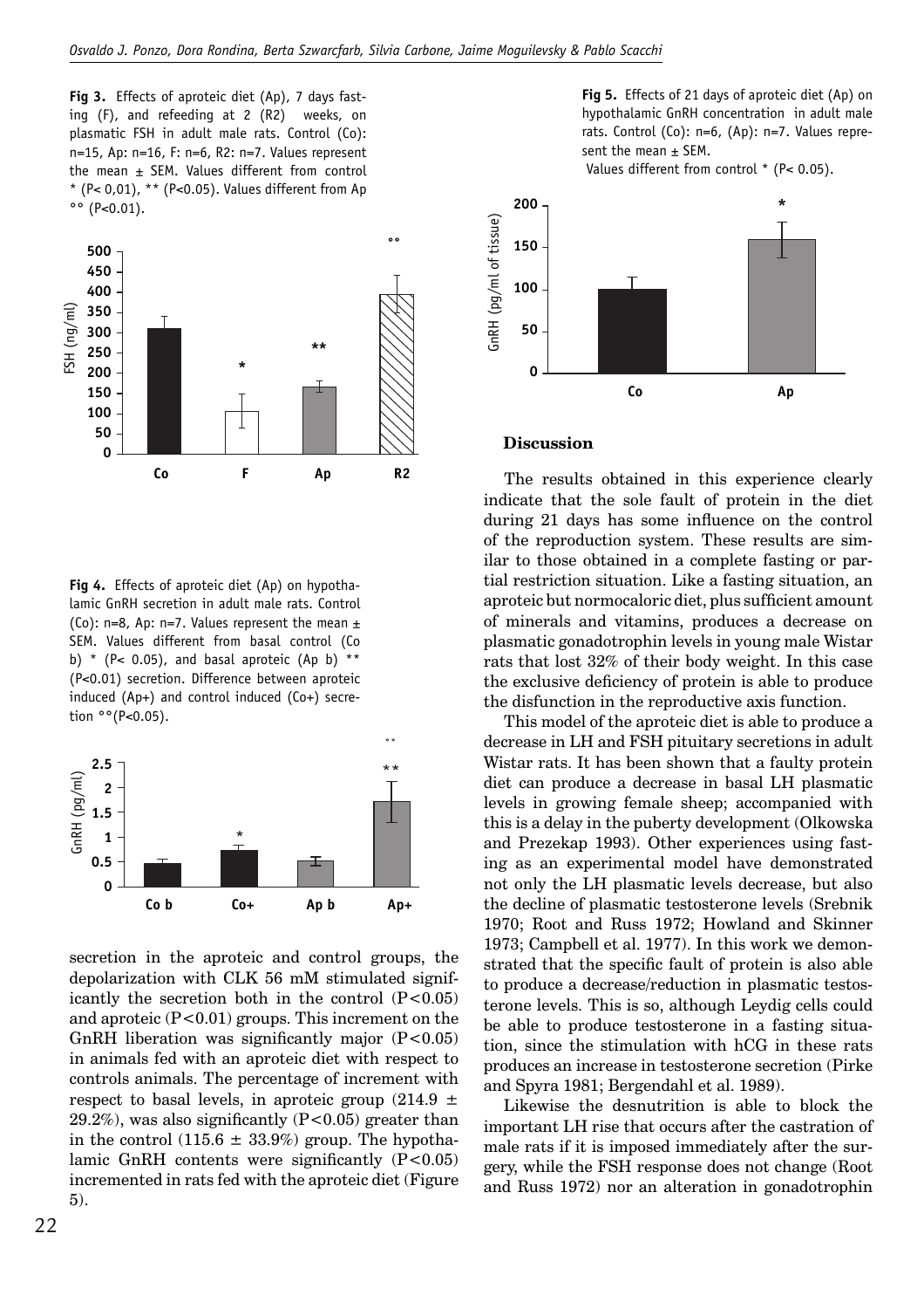**Fig 3.** Effects of aproteic diet (Ap), 7 days fasting (F), and refeeding at 2 (R2) weeks, on plasmatic FSH in adult male rats. Control (Co): n=15, Ap: n=16, F: n=6, R2: n=7. Values represent the mean ± SEM. Values different from control * (P< 0,01), ** (P<0.05). Values different from Ap °° (P<0.01).

**Fig 4.** Effects of aproteic diet (Ap) on hypothalamic GnRH secretion in adult male rats. Control (Co): n=8, Ap: n=7. Values represent the mean ± SEM. Values different from basal control (Co b) * (P< 0.05), and basal aproteic (Ap b) ** (P<0.01) secretion. Difference between aproteic induced (Ap+) and control induced (Co+) secretion °°(P<0.05).

secretion in the aproteic and control groups, the depolarization with CLK 56 mM stimulated significantly the secretion both in the control ($P<0.05$) and aproteic ($P<0.01$) groups. This increment on the GnRH liberation was significantly major ($P<0.05$) in animals fed with an aproteic diet with respect to controls animals. The percentage of increment with respect to basal levels, in aproteic group (214.9 ± 29.2%), was also significantly ($P<0.05$) greater than in the control (115.6 ± 33.9%) group. The hypothalamic GnRH contents were significantly ($P<0.05$) incremented in rats fed with the aproteic diet (Figure 5).

**Fig 5.** Effects of 21 days of aproteic diet (Ap) on hypothalamic GnRH concentration in adult male rats. Control (Co): n=6, (Ap): n=7. Values represent the mean ± SEM.
Values different from control * (P< 0.05).

## Discussion

The results obtained in this experience clearly indicate that the sole fault of protein in the diet during 21 days has some influence on the control of the reproduction system. These results are similar to those obtained in a complete fasting or partial restriction situation. Like a fasting situation, an aproteic but normocaloric diet, plus sufficient amount of minerals and vitamins, produces a decrease on plasmatic gonadotrophin levels in young male Wistar rats that lost 32% of their body weight. In this case the exclusive deficiency of protein is able to produce the disfunction in the reproductive axis function.

This model of the aproteic diet is able to produce a decrease in LH and FSH pituitary secretions in adult Wistar rats. It has been shown that a faulty protein diet can produce a decrease in basal LH plasmatic levels in growing female sheep; accompanied with this is a delay in the puberty development (Olkowska and Prezekap 1993). Other experiences using fasting as an experimental model have demonstrated not only the LH plasmatic levels decrease, but also the decline of plasmatic testosterone levels (Srebnik 1970; Root and Russ 1972; Howland and Skinner 1973; Campbell et al. 1977). In this work we demonstrated that the specific fault of protein is also able to produce a decrease/reduction in plasmatic testosterone levels. This is so, although Leydig cells could be able to produce testosterone in a fasting situation, since the stimulation with hCG in these rats produces an increase in testosterone secretion (Pirke and Spyra 1981; Bergendahl et al. 1989).

Likewise the desnutrition is able to block the important LH rise that occurs after the castration of male rats if it is imposed immediately after the surgery, while the FSH response does not change (Root and Russ 1972) nor an alteration in gonadotrophin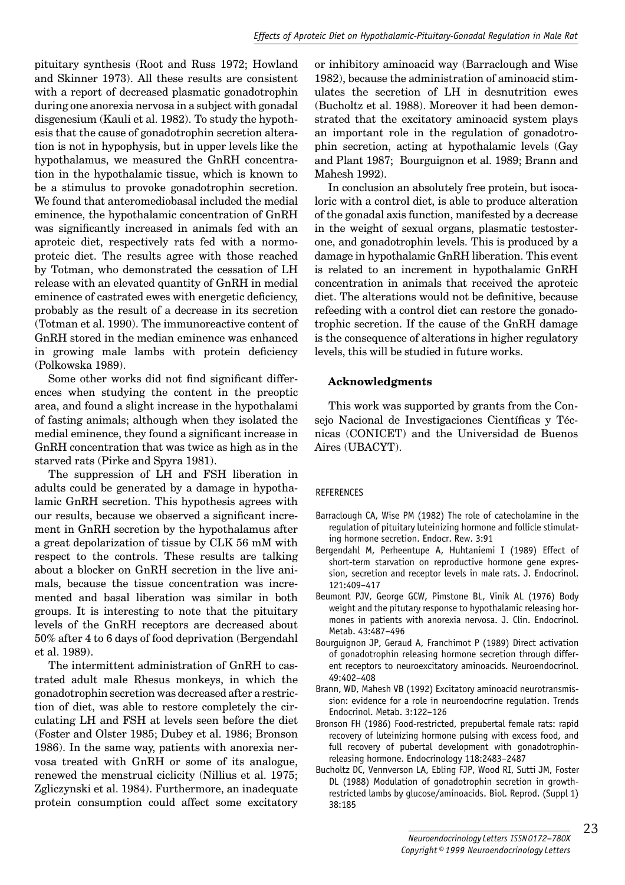pituitary synthesis (Root and Russ 1972; Howland and Skinner 1973). All these results are consistent with a report of decreased plasmatic gonadotrophin during one anorexia nervosa in a subject with gonadal disgenesium (Kauli et al. 1982). To study the hypothesis that the cause of gonadotrophin secretion alteration is not in hypophysis, but in upper levels like the hypothalamus, we measured the GnRH concentration in the hypothalamic tissue, which is known to be a stimulus to provoke gonadotrophin secretion. We found that anteromediobasal included the medial eminence, the hypothalamic concentration of GnRH was significantly increased in animals fed with an aproteic diet, respectively rats fed with a normoproteic diet. The results agree with those reached by Totman, who demonstrated the cessation of LH release with an elevated quantity of GnRH in medial eminence of castrated ewes with energetic deficiency, probably as the result of a decrease in its secretion (Totman et al. 1990). The immunoreactive content of GnRH stored in the median eminence was enhanced in growing male lambs with protein deficiency (Polkowska 1989).

Some other works did not find significant differences when studying the content in the preoptic area, and found a slight increase in the hypothalami of fasting animals; although when they isolated the medial eminence, they found a significant increase in GnRH concentration that was twice as high as in the starved rats (Pirke and Spyra 1981).

The suppression of LH and FSH liberation in adults could be generated by a damage in hypothalamic GnRH secretion. This hypothesis agrees with our results, because we observed a significant increment in GnRH secretion by the hypothalamus after a great depolarization of tissue by CLK 56 mM with respect to the controls. These results are talking about a blocker on GnRH secretion in the live animals, because the tissue concentration was incremented and basal liberation was similar in both groups. It is interesting to note that the pituitary levels of the GnRH receptors are decreased about 50% after 4 to 6 days of food deprivation (Bergendahl et al. 1989).

The intermittent administration of GnRH to castrated adult male Rhesus monkeys, in which the gonadotrophin secretion was decreased after a restriction of diet, was able to restore completely the circulating LH and FSH at levels seen before the diet (Foster and Olster 1985; Dubey et al. 1986; Bronson 1986). In the same way, patients with anorexia nervosa treated with GnRH or some of its analogue, renewed the menstrual ciclicity (Nillius et al. 1975; Zgliczynski et al. 1984). Furthermore, an inadequate protein consumption could affect some excitatory or inhibitory aminoacid way (Barraclough and Wise 1982), because the administration of aminoacid stimulates the secretion of LH in desnutrition ewes (Bucholtz et al. 1988). Moreover it had been demonstrated that the excitatory aminoacid system plays an important role in the regulation of gonadotrophin secretion, acting at hypothalamic levels (Gay and Plant 1987; Bourguignon et al. 1989; Brann and Mahesh 1992).

In conclusion an absolutely free protein, but isocaloric with a control diet, is able to produce alteration of the gonadal axis function, manifested by a decrease in the weight of sexual organs, plasmatic testosterone, and gonadotrophin levels. This is produced by a damage in hypothalamic GnRH liberation. This event is related to an increment in hypothalamic GnRH concentration in animals that received the aproteic diet. The alterations would not be definitive, because refeeding with a control diet can restore the gonadotrophic secretion. If the cause of the GnRH damage is the consequence of alterations in higher regulatory levels, this will be studied in future works.

## Acknowledgments

This work was supported by grants from the Consejo Nacional de Investigaciones Científicas y Técnicas (CONICET) and the Universidad de Buenos Aires (UBACYT).

## REFERENCES

- Barraclough CA, Wise PM (1982) The role of catecholamine in the regulation of pituitary luteinizing hormone and follicle stimulating hormone secretion. Endocr. Rew. 3:91
- Bergendahl M, Perheentupe A, Huhtaniemi I (1989) Effect of short-term starvation on reproductive hormone gene expression, secretion and receptor levels in male rats. J. Endocrinol. 121:409–417
- Beumont PJV, George GCW, Pimstone BL, Vinik AL (1976) Body weight and the pitutary response to hypothalamic releasing hormones in patients with anorexia nervosa. J. Clin. Endocrinol. Metab. 43:487–496
- Bourguignon JP, Geraud A, Franchimot P (1989) Direct activation of gonadotrophin releasing hormone secretion through different receptors to neuroexcitatory aminoacids. Neuroendocrinol. 49:402–408
- Brann, WD, Mahesh VB (1992) Excitatory aminoacid neurotransmission: evidence for a role in neuroendocrine regulation. Trends Endocrinol. Metab. 3:122–126
- Bronson FH (1986) Food-restricted, prepubertal female rats: rapid recovery of luteinizing hormone pulsing with excess food, and full recovery of pubertal development with gonadotrophin-releasing hormone. Endocrinology 118:2483–2487
- Bucholtz DC, Vennverson LA, Ebling FJP, Wood RI, Sutti JM, Foster DL (1988) Modulation of gonadotrophin secretion in growth-restricted lambs by glucose/aminoacids. Biol. Reprod. (Suppl 1) 38:185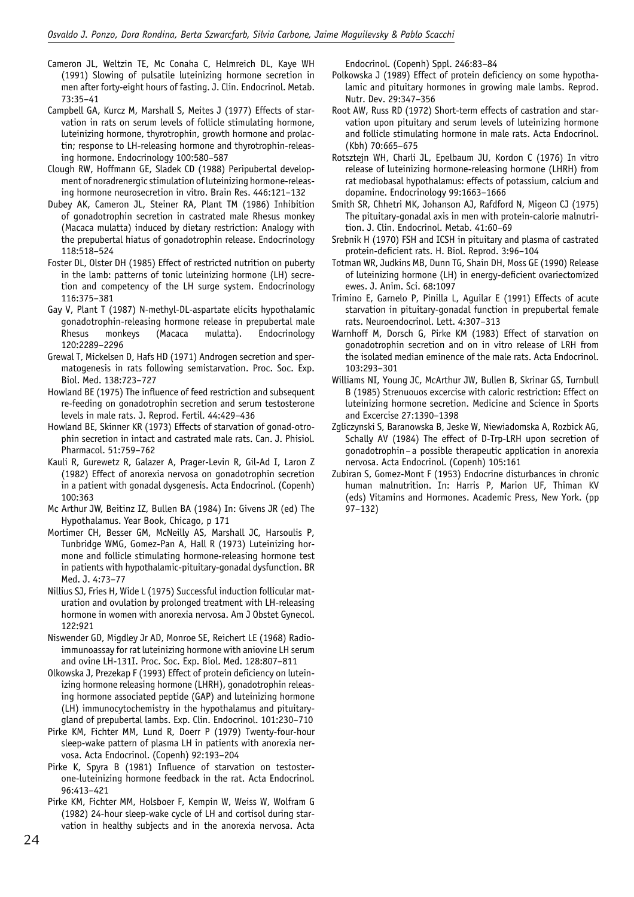Cameron JL, Weltzin TE, Mc Conaha C, Helmreich DL, Kaye WH (1991) Slowing of pulsatile luteinizing hormone secretion in men after forty-eight hours of fasting. J. Clin. Endocrinol. Metab. 73:35–41

Campbell GA, Kurcz M, Marshall S, Meites J (1977) Effects of starvation in rats on serum levels of follicle stimulating hormone, luteinizing hormone, thyrotrophin, growth hormone and prolactin; response to LH-releasing hormone and thyrotrophin-releasing hormone. Endocrinology 100:580–587

Clough RW, Hoffmann GE, Sladek CD (1988) Peripubertal development of noradrenergic stimulation of luteinizing hormone-releasing hormone neurosecretion in vitro. Brain Res. 446:121–132

Dubey AK, Cameron JL, Steiner RA, Plant TM (1986) Inhibition of gonadotrophin secretion in castrated male Rhesus monkey (Macaca mulatta) induced by dietary restriction: Analogy with the prepubertal hiatus of gonadotrophin release. Endocrinology 118:518–524

Foster DL, Olster DH (1985) Effect of restricted nutrition on puberty in the lamb: patterns of tonic luteinizing hormone (LH) secretion and competency of the LH surge system. Endocrinology 116:375–381

Gay V, Plant T (1987) N-methyl-DL-aspartate elicits hypothalamic gonadotrophin-releasing hormone release in prepubertal male Rhesus monkeys (Macaca mulatta). Endocrinology 120:2289–2296

Grewal T, Mickelsen D, Hafs HD (1971) Androgen secretion and spermatogenesis in rats following semistarvation. Proc. Soc. Exp. Biol. Med. 138:723–727

Howland BE (1975) The influence of feed restriction and subsequent re-feeding on gonadotrophin secretion and serum testosterone levels in male rats. J. Reprod. Fertil. 44:429–436

Howland BE, Skinner KR (1973) Effects of starvation of gonad-otrophin secretion in intact and castrated male rats. Can. J. Phisiol. Pharmacol. 51:759–762

Kauli R, Gurewetz R, Galazer A, Prager-Levin R, Gil-Ad I, Laron Z (1982) Effect of anorexia nervosa on gonadotrophin secretion in a patient with gonadal dysgenesis. Acta Endocrinol. (Copenh) 100:363

Mc Arthur JW, Beitinz IZ, Bullen BA (1984) In: Givens JR (ed) The Hypothalamus. Year Book, Chicago, p 171

Mortimer CH, Besser GM, McNeilly AS, Marshall JC, Harsoulis P, Tunbridge WMG, Gomez-Pan A, Hall R (1973) Luteinizing hormone and follicle stimulating hormone-releasing hormone test in patients with hypothalamic-pituitary-gonadal dysfunction. BR Med. J. 4:73–77

Nillius SJ, Fries H, Wide L (1975) Successful induction follicular maturation and ovulation by prolonged treatment with LH-releasing hormone in women with anorexia nervosa. Am J Obstet Gynecol. 122:921

Niswender GD, Migdley Jr AD, Monroe SE, Reichert LE (1968) Radioimmunoassay for rat luteinizing hormone with aniovine LH serum and ovine LH-131I. Proc. Soc. Exp. Biol. Med. 128:807–811

Olkowska J, Prezekap F (1993) Effect of protein deficiency on luteinizing hormone releasing hormone (LHRH), gonadotrophin releasing hormone associated peptide (GAP) and luteinizing hormone (LH) immunocytochemistry in the hypothalamus and pituitary-gland of prepubertal lambs. Exp. Clin. Endocrinol. 101:230–710

Pirke KM, Fichter MM, Lund R, Doerr P (1979) Twenty-four-hour sleep-wake pattern of plasma LH in patients with anorexia nervosa. Acta Endocrinol. (Copenh) 92:193–204

Pirke K, Spyra B (1981) Influence of starvation on testosterone-luteinizing hormone feedback in the rat. Acta Endocrinol. 96:413–421

Pirke KM, Fichter MM, Holsboer F, Kempin W, Weiss W, Wolfram G (1982) 24-hour sleep-wake cycle of LH and cortisol during starvation in healthy subjects and in the anorexia nervosa. Acta Endocrinol. (Copenh) Sppl. 246:83–84

Polkowska J (1989) Effect of protein deficiency on some hypothalamic and pituitary hormones in growing male lambs. Reprod. Nutr. Dev. 29:347–356

Root AW, Russ RD (1972) Short-term effects of castration and starvation upon pituitary and serum levels of luteinizing hormone and follicle stimulating hormone in male rats. Acta Endocrinol. (Kbh) 70:665–675

Rotsztejn WH, Charli JL, Epelbaum JU, Kordon C (1976) In vitro release of luteinizing hormone-releasing hormone (LHRH) from rat mediobasal hypothalamus: effects of potassium, calcium and dopamine. Endocrinology 99:1663–1666

Smith SR, Chhetri MK, Johanson AJ, Rafdford N, Migeon CJ (1975) The pituitary-gonadal axis in men with protein-calorie malnutrition. J. Clin. Endocrinol. Metab. 41:60–69

Srebnik H (1970) FSH and ICSH in pituitary and plasma of castrated protein-deficient rats. H. Biol. Reprod. 3:96–104

Totman WR, Judkins MB, Dunn TG, Shain DH, Moss GE (1990) Release of luteinizing hormone (LH) in energy-deficient ovariectomized ewes. J. Anim. Sci. 68:1097

Trimino E, Garnelo P, Pinilla L, Aguilar E (1991) Effects of acute starvation in pituitary-gonadal function in prepubertal female rats. Neuroendocrinol. Lett. 4:307–313

Warnhoff M, Dorsch G, Pirke KM (1983) Effect of starvation on gonadotrophin secretion and on in vitro release of LRH from the isolated median eminence of the male rats. Acta Endocrinol. 103:293–301

Williams NI, Young JC, McArthur JW, Bullen B, Skrinar GS, Turnbull B (1985) Strenuouos excercise with caloric restriction: Effect on luteinizing hormone secretion. Medicine and Science in Sports and Excercise 27:1390–1398

Zgliczynski S, Baranowska B, Jeske W, Niewiadomska A, Rozbick AG, Schally AV (1984) The effect of D-Trp-LRH upon secretion of gonadotrophin – a possible therapeutic application in anorexia nervosa. Acta Endocrinol. (Copenh) 105:161

Zubiran S, Gomez-Mont F (1953) Endocrine disturbances in chronic human malnutrition. In: Harris P, Marion UF, Thiman KV (eds) Vitamins and Hormones. Academic Press, New York. (pp 97–132)